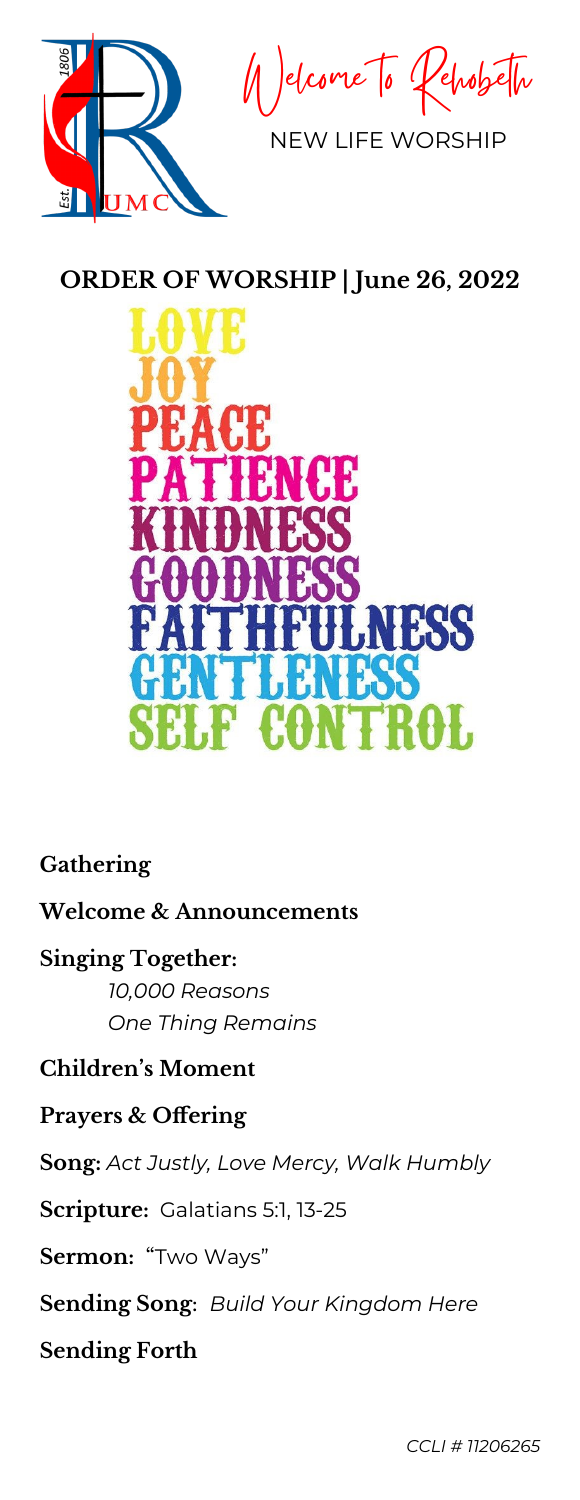Welcome To Rehoboth

NEW LIFE WORSHIP

# ORDER OF WORSHIP | June 26, 2022

LOVE
JOY
PEACE
PATIENCE
KINDNESS
GOODNESS
FAITHFULNESS
GENTLENESS
SELF CONTROL

**Gathering**

**Welcome & Announcements**

**Singing Together:**
*10,000 Reasons*
*One Thing Remains*

**Children's Moment**

**Prayers & Offering**

**Song:** *Act Justly, Love Mercy, Walk Humbly*

**Scripture:** Galatians 5:1, 13-25

**Sermon:** "Two Ways"

**Sending Song:** *Build Your Kingdom Here*

**Sending Forth**

*CCLI # 11206265*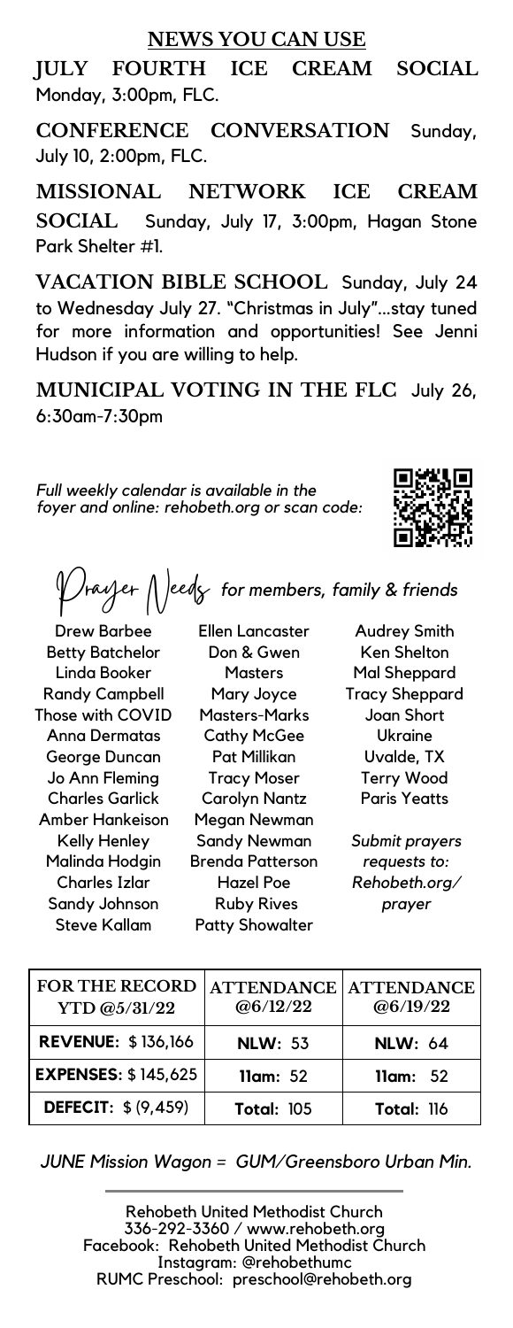## NEWS YOU CAN USE

**JULY FOURTH ICE CREAM SOCIAL** Monday, 3:00pm, FLC.

**CONFERENCE CONVERSATION** Sunday, July 10, 2:00pm, FLC.

**MISSIONAL NETWORK ICE CREAM SOCIAL** Sunday, July 17, 3:00pm, Hagan Stone Park Shelter #1.

**VACATION BIBLE SCHOOL** Sunday, July 24 to Wednesday July 27. "Christmas in July"...stay tuned for more information and opportunities! See Jenni Hudson if you are willing to help.

**MUNICIPAL VOTING IN THE FLC** July 26, 6:30am-7:30pm

*Full weekly calendar is available in the foyer and online: rehobeth.org or scan code:*

## Prayer Needs *for members, family & friends*

Drew Barbee
Betty Batchelor
Linda Booker
Randy Campbell
Those with COVID
Anna Dermatas
George Duncan
Jo Ann Fleming
Charles Garlick
Amber Hankeison
Kelly Henley
Malinda Hodgin
Charles Izlar
Sandy Johnson
Steve Kallam
Ellen Lancaster
Don & Gwen Masters
Mary Joyce Masters-Marks
Cathy McGee
Pat Millikan
Tracy Moser
Carolyn Nantz
Megan Newman
Sandy Newman
Brenda Patterson
Hazel Poe
Ruby Rives
Patty Showalter
Audrey Smith
Ken Shelton
Mal Sheppard
Tracy Sheppard
Joan Short
Ukraine
Uvalde, TX
Terry Wood
Paris Yeatts

*Submit prayers requests to: Rehobeth.org/prayer*

| FOR THE RECORD YTD @5/31/22 | ATTENDANCE @6/12/22 | ATTENDANCE @6/19/22 |
|---|---|---|
| **REVENUE:** $136,166 | **NLW:** 53 | **NLW:** 64 |
| **EXPENSES:** $145,625 | **11am:** 52 | **11am:** 52 |
| **DEFECIT:** $(9,459) | **Total:** 105 | **Total:** 116 |

*JUNE Mission Wagon = GUM/Greensboro Urban Min.*

Rehobeth United Methodist Church
336-292-3360 / www.rehobeth.org
Facebook: Rehobeth United Methodist Church
Instagram: @rehobethumc
RUMC Preschool: preschool@rehobeth.org